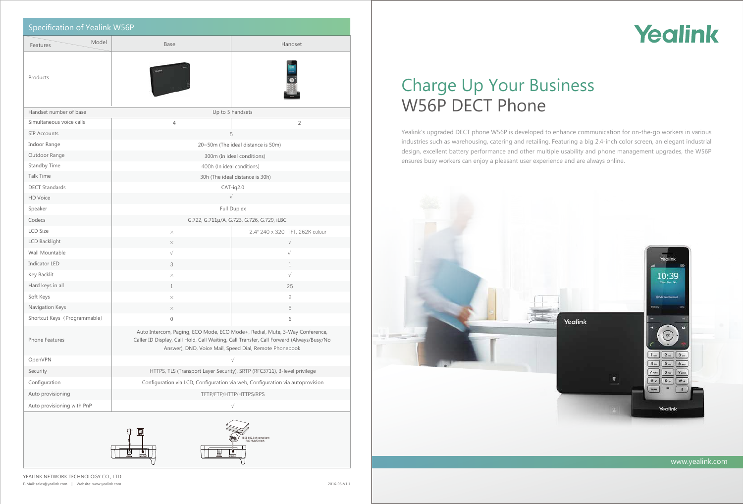## Specification of Yealink W56P

| Features / Model | Base | Handset |
|---|---|---|
| Products | | |
| Handset number of base | Up to 5 handsets | |
| Simultaneous voice calls | 4 | 2 |
| SIP Accounts | 5 | |
| Indoor Range | 20~50m (The ideal distance is 50m) | |
| Outdoor Range | 300m (In ideal conditions) | |
| Standby Time | 400h (In ideal conditions) | |
| Talk Time | 30h (The ideal distance is 30h) | |
| DECT Standards | CAT-iq2.0 | |
| HD Voice | √ | |
| Speaker | Full Duplex | |
| Codecs | G.722, G.711μ/A, G.723, G.726, G.729, iLBC | |
| LCD Size | × | 2.4" 240 x 320 TFT, 262K colour |
| LCD Backlight | × | √ |
| Wall Mountable | √ | √ |
| Indicator LED | 3 | 1 |
| Key Backlit | × | √ |
| Hard keys in all | 1 | 25 |
| Soft Keys | × | 2 |
| Navigation Keys | × | 5 |
| Shortcut Keys（Programmable） | 0 | 6 |
| Phone Features | Auto Intercom, Paging, ECO Mode, ECO Mode+, Redial, Mute, 3-Way Conference, Caller ID Display, Call Hold, Call Waiting, Call Transfer, Call Forward (Always/Busy/No Answer), DND, Voice Mail, Speed Dial, Remote Phonebook | |
| OpenVPN | √ | |
| Security | HTTPS, TLS (Transport Layer Security), SRTP (RFC3711), 3-level privilege | |
| Configuration | Configuration via LCD, Configuration via web, Configuration via autoprovision | |
| Auto provisioning | TFTP/FTP/HTTP/HTTPS/RPS | |
| Auto provisioning with PnP | √ | |

IEEE 802.3af compliant PoE Hub/Switch

YEALINK NETWORK TECHNOLOGY CO., LTD

E-Mail: sales@yealink.com | Website: www.yealink.com

2016-06-V1.1

# Yealink

# Charge Up Your Business
# W56P DECT Phone

Yealink's upgraded DECT phone W56P is developed to enhance communication for on-the-go workers in various industries such as warehousing, catering and retailing. Featuring a big 2.4-inch color screen, an elegant industrial design, excellent battery performance and other multiple usability and phone management upgrades, the W56P ensures busy workers can enjoy a pleasant user experience and are always online.

www.yealink.com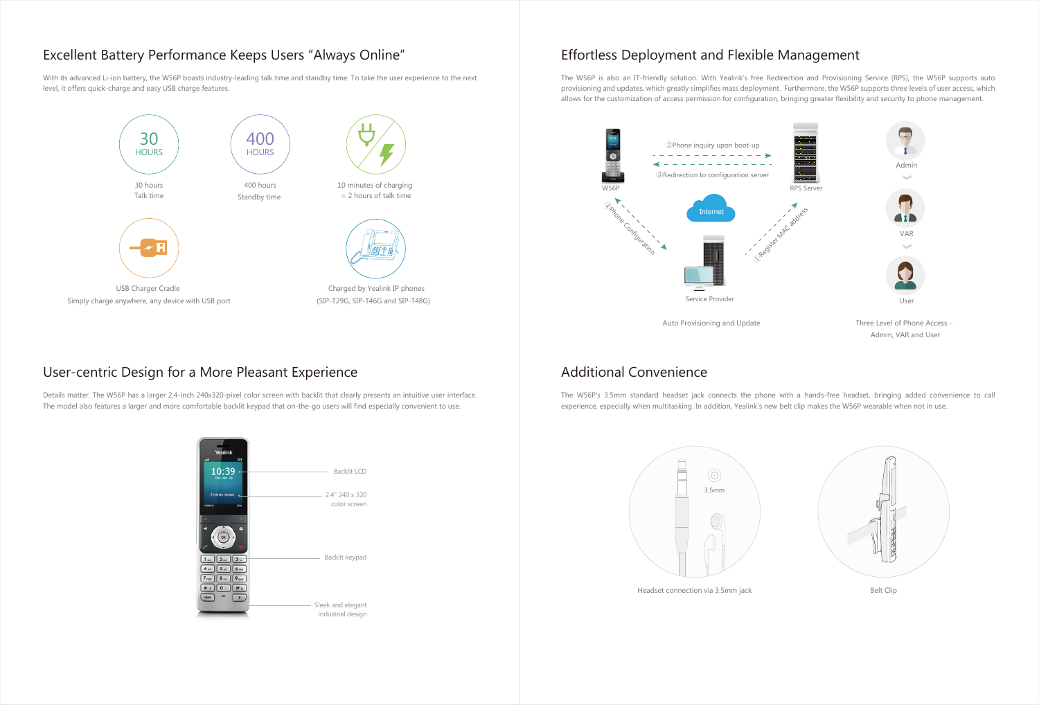## Excellent Battery Performance Keeps Users "Always Online"

With its advanced Li-ion battery, the W56P boasts industry-leading talk time and standby time. To take the user experience to the next level, it offers quick-charge and easy USB charge features.

30 HOURS

30 hours
Talk time

400 HOURS

400 hours
Standby time

10 minutes of charging
= 2 hours of talk time

USB Charger Cradle
Simply charge anywhere, any device with USB port

Charged by Yealink IP phones
(SIP-T29G, SIP-T46G and SIP-T48G)

## Effortless Deployment and Flexible Management

The W56P is also an IT-friendly solution. With Yealink's free Redirection and Provisioning Service (RPS), the W56P supports auto provisioning and updates, which greatly simplifies mass deployment. Furthermore, the W56P supports three levels of user access, which allows for the customization of access permission for configuration, bringing greater flexibility and security to phone management.

②Phone inquiry upon boot-up

③Redirection to configuration server

W56P

RPS Server

Internet

④Phone Configuration

①Register MAC address

Service Provider

Auto Provisioning and Update

Admin

VAR

User

Three Level of Phone Access - Admin, VAR and User

## User-centric Design for a More Pleasant Experience

Details matter. The W56P has a larger 2.4-inch 240x320-pixel color screen with backlit that clearly presents an intuitive user interface. The model also features a larger and more comfortable backlit keypad that on-the-go users will find especially convenient to use.

Backlit LCD

2.4" 240 x 320
color screen

Backlit keypad

Sleek and elegant
industrial design

## Additional Convenience

The W56P's 3.5mm standard headset jack connects the phone with a hands-free headset, bringing added convenience to call experience, especially when multitasking. In addition, Yealink's new belt clip makes the W56P wearable when not in use.

3.5mm

Headset connection via 3.5mm jack

Belt Clip